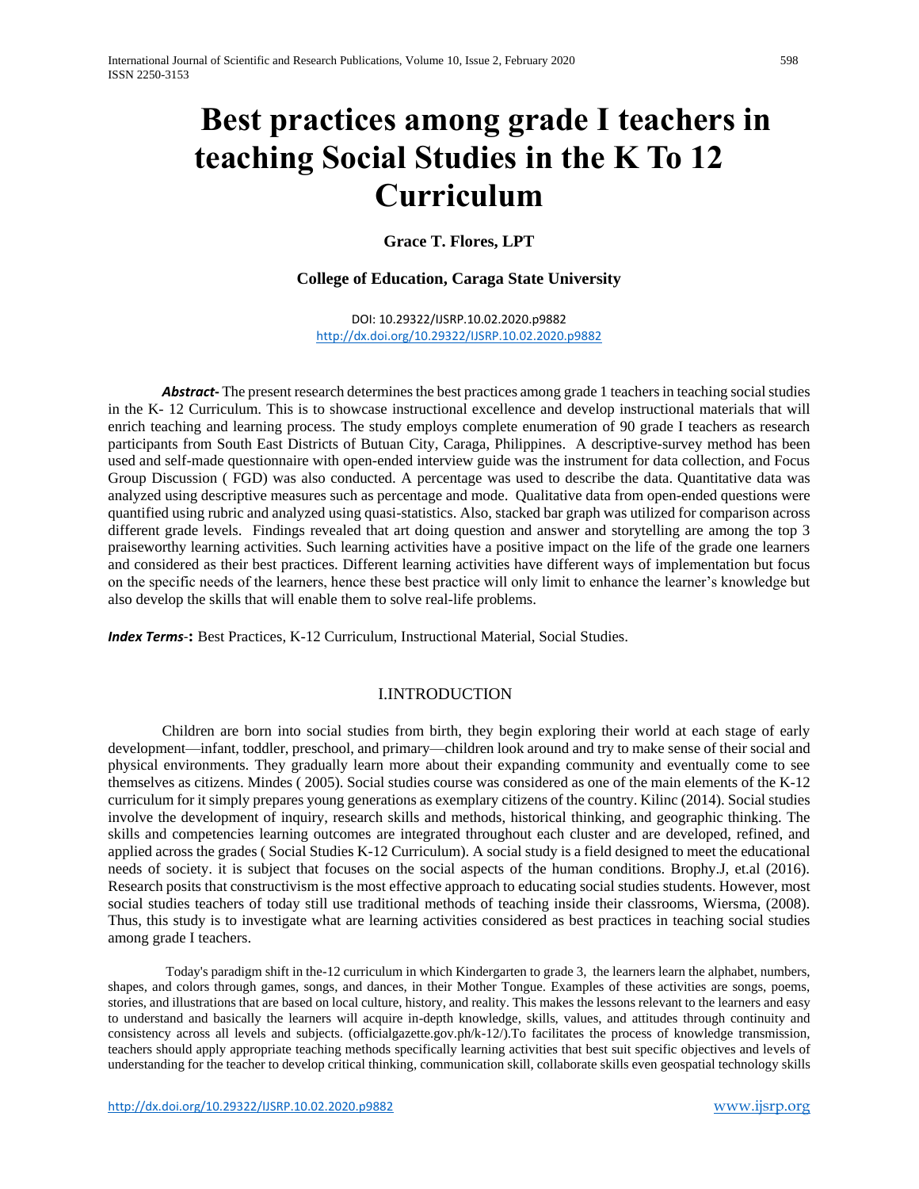# Best practices among grade I teachers in teaching Social Studies in the K To 12 Curriculum

**Grace T. Flores, LPT**

**College of Education, Caraga State University**

DOI: 10.29322/IJSRP.10.02.2020.p9882
http://dx.doi.org/10.29322/IJSRP.10.02.2020.p9882

***Abstract-*** The present research determines the best practices among grade 1 teachers in teaching social studies in the K- 12 Curriculum. This is to showcase instructional excellence and develop instructional materials that will enrich teaching and learning process. The study employs complete enumeration of 90 grade I teachers as research participants from South East Districts of Butuan City, Caraga, Philippines. A descriptive-survey method has been used and self-made questionnaire with open-ended interview guide was the instrument for data collection, and Focus Group Discussion ( FGD) was also conducted. A percentage was used to describe the data. Quantitative data was analyzed using descriptive measures such as percentage and mode. Qualitative data from open-ended questions were quantified using rubric and analyzed using quasi-statistics. Also, stacked bar graph was utilized for comparison across different grade levels. Findings revealed that art doing question and answer and storytelling are among the top 3 praiseworthy learning activities. Such learning activities have a positive impact on the life of the grade one learners and considered as their best practices. Different learning activities have different ways of implementation but focus on the specific needs of the learners, hence these best practice will only limit to enhance the learner's knowledge but also develop the skills that will enable them to solve real-life problems.

***Index Terms*-:** Best Practices, K-12 Curriculum, Instructional Material, Social Studies.

## I.INTRODUCTION

Children are born into social studies from birth, they begin exploring their world at each stage of early development—infant, toddler, preschool, and primary—children look around and try to make sense of their social and physical environments. They gradually learn more about their expanding community and eventually come to see themselves as citizens. Mindes ( 2005). Social studies course was considered as one of the main elements of the K-12 curriculum for it simply prepares young generations as exemplary citizens of the country. Kilinc (2014). Social studies involve the development of inquiry, research skills and methods, historical thinking, and geographic thinking. The skills and competencies learning outcomes are integrated throughout each cluster and are developed, refined, and applied across the grades ( Social Studies K-12 Curriculum). A social study is a field designed to meet the educational needs of society. it is subject that focuses on the social aspects of the human conditions. Brophy.J, et.al (2016). Research posits that constructivism is the most effective approach to educating social studies students. However, most social studies teachers of today still use traditional methods of teaching inside their classrooms, Wiersma, (2008). Thus, this study is to investigate what are learning activities considered as best practices in teaching social studies among grade I teachers.

Today's paradigm shift in the-12 curriculum in which Kindergarten to grade 3, the learners learn the alphabet, numbers, shapes, and colors through games, songs, and dances, in their Mother Tongue. Examples of these activities are songs, poems, stories, and illustrations that are based on local culture, history, and reality. This makes the lessons relevant to the learners and easy to understand and basically the learners will acquire in-depth knowledge, skills, values, and attitudes through continuity and consistency across all levels and subjects. (officialgazette.gov.ph/k-12/).To facilitates the process of knowledge transmission, teachers should apply appropriate teaching methods specifically learning activities that best suit specific objectives and levels of understanding for the teacher to develop critical thinking, communication skill, collaborate skills even geospatial technology skills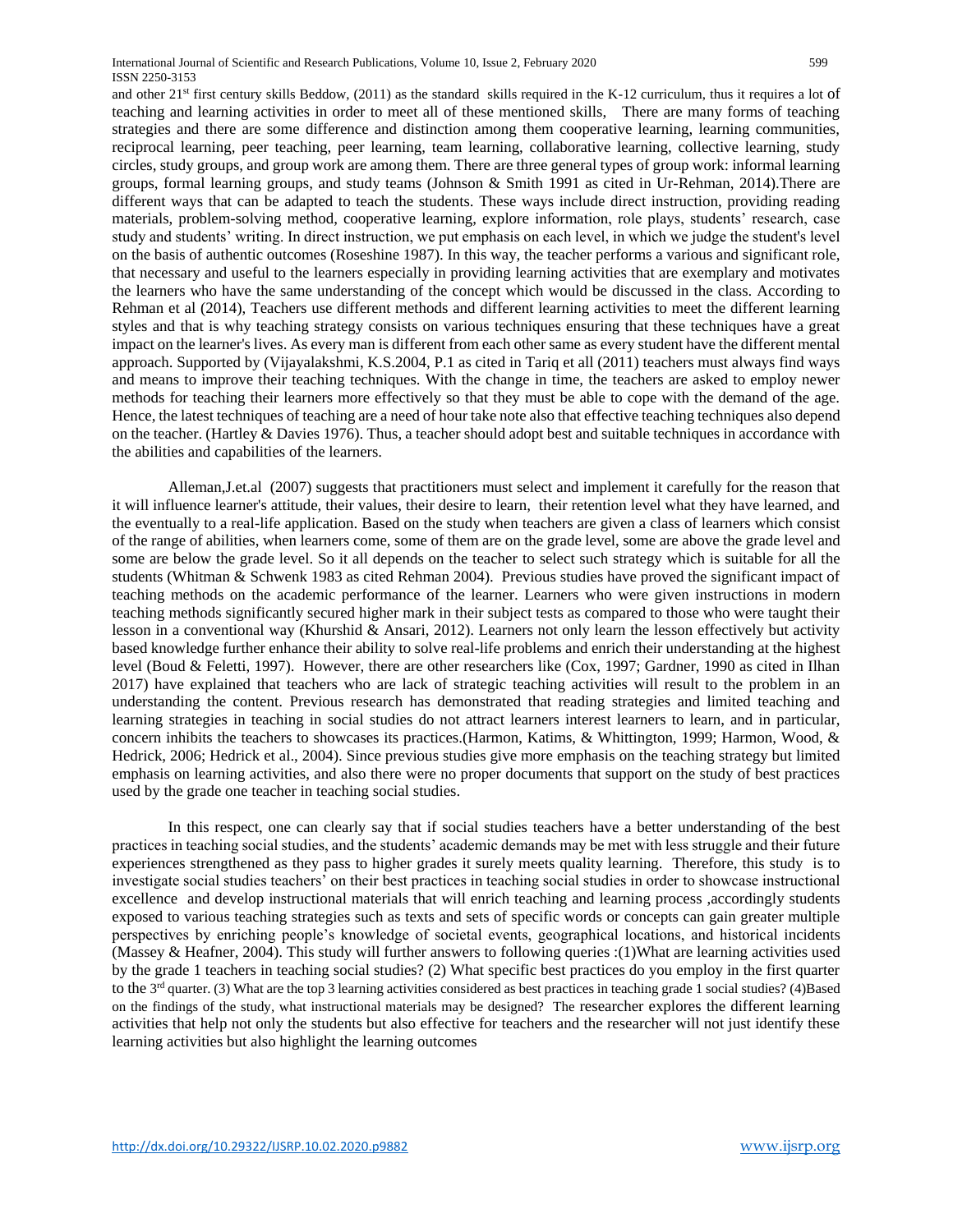and other 21st first century skills Beddow, (2011) as the standard skills required in the K-12 curriculum, thus it requires a lot of teaching and learning activities in order to meet all of these mentioned skills, There are many forms of teaching strategies and there are some difference and distinction among them cooperative learning, learning communities, reciprocal learning, peer teaching, peer learning, team learning, collaborative learning, collective learning, study circles, study groups, and group work are among them. There are three general types of group work: informal learning groups, formal learning groups, and study teams (Johnson & Smith 1991 as cited in Ur-Rehman, 2014).There are different ways that can be adapted to teach the students. These ways include direct instruction, providing reading materials, problem-solving method, cooperative learning, explore information, role plays, students' research, case study and students' writing. In direct instruction, we put emphasis on each level, in which we judge the student's level on the basis of authentic outcomes (Roseshine 1987). In this way, the teacher performs a various and significant role, that necessary and useful to the learners especially in providing learning activities that are exemplary and motivates the learners who have the same understanding of the concept which would be discussed in the class. According to Rehman et al (2014), Teachers use different methods and different learning activities to meet the different learning styles and that is why teaching strategy consists on various techniques ensuring that these techniques have a great impact on the learner's lives. As every man is different from each other same as every student have the different mental approach. Supported by (Vijayalakshmi, K.S.2004, P.1 as cited in Tariq et all (2011) teachers must always find ways and means to improve their teaching techniques. With the change in time, the teachers are asked to employ newer methods for teaching their learners more effectively so that they must be able to cope with the demand of the age. Hence, the latest techniques of teaching are a need of hour take note also that effective teaching techniques also depend on the teacher. (Hartley & Davies 1976). Thus, a teacher should adopt best and suitable techniques in accordance with the abilities and capabilities of the learners.

Alleman,J.et.al (2007) suggests that practitioners must select and implement it carefully for the reason that it will influence learner's attitude, their values, their desire to learn, their retention level what they have learned, and the eventually to a real-life application. Based on the study when teachers are given a class of learners which consist of the range of abilities, when learners come, some of them are on the grade level, some are above the grade level and some are below the grade level. So it all depends on the teacher to select such strategy which is suitable for all the students (Whitman & Schwenk 1983 as cited Rehman 2004). Previous studies have proved the significant impact of teaching methods on the academic performance of the learner. Learners who were given instructions in modern teaching methods significantly secured higher mark in their subject tests as compared to those who were taught their lesson in a conventional way (Khurshid & Ansari, 2012). Learners not only learn the lesson effectively but activity based knowledge further enhance their ability to solve real-life problems and enrich their understanding at the highest level (Boud & Feletti, 1997). However, there are other researchers like (Cox, 1997; Gardner, 1990 as cited in Ilhan 2017) have explained that teachers who are lack of strategic teaching activities will result to the problem in an understanding the content. Previous research has demonstrated that reading strategies and limited teaching and learning strategies in teaching in social studies do not attract learners interest learners to learn, and in particular, concern inhibits the teachers to showcases its practices.(Harmon, Katims, & Whittington, 1999; Harmon, Wood, & Hedrick, 2006; Hedrick et al., 2004). Since previous studies give more emphasis on the teaching strategy but limited emphasis on learning activities, and also there were no proper documents that support on the study of best practices used by the grade one teacher in teaching social studies.

In this respect, one can clearly say that if social studies teachers have a better understanding of the best practices in teaching social studies, and the students' academic demands may be met with less struggle and their future experiences strengthened as they pass to higher grades it surely meets quality learning. Therefore, this study is to investigate social studies teachers' on their best practices in teaching social studies in order to showcase instructional excellence and develop instructional materials that will enrich teaching and learning process ,accordingly students exposed to various teaching strategies such as texts and sets of specific words or concepts can gain greater multiple perspectives by enriching people's knowledge of societal events, geographical locations, and historical incidents (Massey & Heafner, 2004). This study will further answers to following queries :(1)What are learning activities used by the grade 1 teachers in teaching social studies? (2) What specific best practices do you employ in the first quarter to the 3rd quarter. (3) What are the top 3 learning activities considered as best practices in teaching grade 1 social studies? (4)Based on the findings of the study, what instructional materials may be designed? The researcher explores the different learning activities that help not only the students but also effective for teachers and the researcher will not just identify these learning activities but also highlight the learning outcomes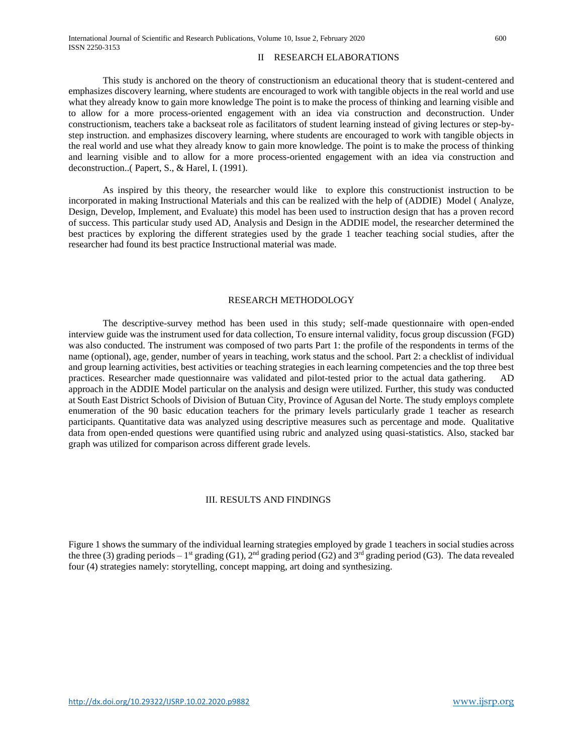## II RESEARCH ELABORATIONS

This study is anchored on the theory of constructionism an educational theory that is student-centered and emphasizes discovery learning, where students are encouraged to work with tangible objects in the real world and use what they already know to gain more knowledge The point is to make the process of thinking and learning visible and to allow for a more process-oriented engagement with an idea via construction and deconstruction. Under constructionism, teachers take a backseat role as facilitators of student learning instead of giving lectures or step-by-step instruction. and emphasizes discovery learning, where students are encouraged to work with tangible objects in the real world and use what they already know to gain more knowledge. The point is to make the process of thinking and learning visible and to allow for a more process-oriented engagement with an idea via construction and deconstruction..( Papert, S., & Harel, I. (1991).

As inspired by this theory, the researcher would like to explore this constructionist instruction to be incorporated in making Instructional Materials and this can be realized with the help of (ADDIE) Model ( Analyze, Design, Develop, Implement, and Evaluate) this model has been used to instruction design that has a proven record of success. This particular study used AD, Analysis and Design in the ADDIE model, the researcher determined the best practices by exploring the different strategies used by the grade 1 teacher teaching social studies, after the researcher had found its best practice Instructional material was made.

## RESEARCH METHODOLOGY

The descriptive-survey method has been used in this study; self-made questionnaire with open-ended interview guide was the instrument used for data collection, To ensure internal validity, focus group discussion (FGD) was also conducted. The instrument was composed of two parts Part 1: the profile of the respondents in terms of the name (optional), age, gender, number of years in teaching, work status and the school. Part 2: a checklist of individual and group learning activities, best activities or teaching strategies in each learning competencies and the top three best practices. Researcher made questionnaire was validated and pilot-tested prior to the actual data gathering. AD approach in the ADDIE Model particular on the analysis and design were utilized. Further, this study was conducted at South East District Schools of Division of Butuan City, Province of Agusan del Norte. The study employs complete enumeration of the 90 basic education teachers for the primary levels particularly grade 1 teacher as research participants. Quantitative data was analyzed using descriptive measures such as percentage and mode. Qualitative data from open-ended questions were quantified using rubric and analyzed using quasi-statistics. Also, stacked bar graph was utilized for comparison across different grade levels.

## III. RESULTS AND FINDINGS

Figure 1 shows the summary of the individual learning strategies employed by grade 1 teachers in social studies across the three (3) grading periods – 1st grading (G1), 2nd grading period (G2) and 3rd grading period (G3). The data revealed four (4) strategies namely: storytelling, concept mapping, art doing and synthesizing.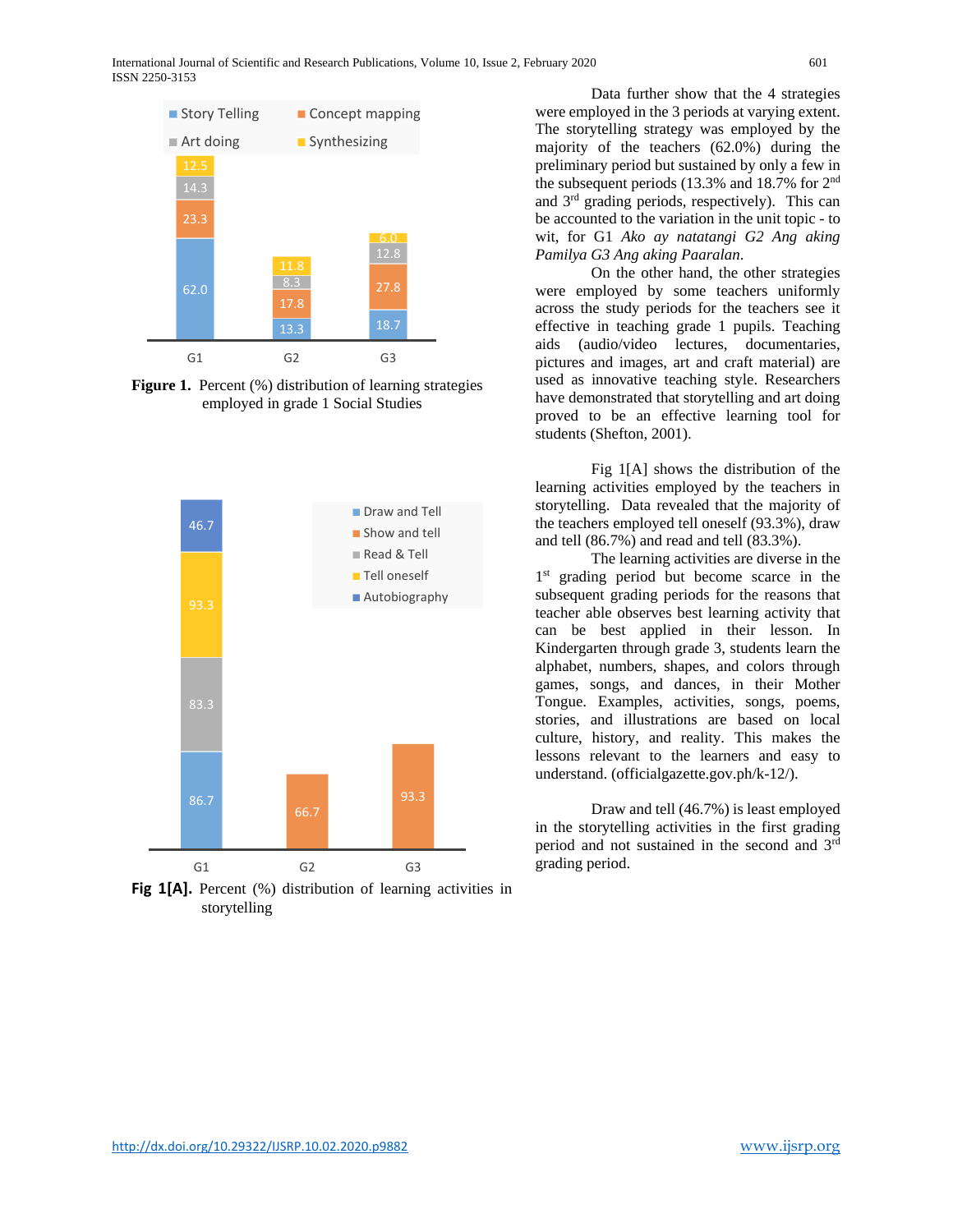Figure 1. Percent (%) distribution of learning strategies employed in grade 1 Social Studies

Fig 1[A]. Percent (%) distribution of learning activities in storytelling

Data further show that the 4 strategies were employed in the 3 periods at varying extent. The storytelling strategy was employed by the majority of the teachers (62.0%) during the preliminary period but sustained by only a few in the subsequent periods (13.3% and 18.7% for 2nd and 3rd grading periods, respectively). This can be accounted to the variation in the unit topic - to wit, for G1 *Ako ay natatangi G2 Ang aking Pamilya G3 Ang aking Paaralan*.

On the other hand, the other strategies were employed by some teachers uniformly across the study periods for the teachers see it effective in teaching grade 1 pupils. Teaching aids (audio/video lectures, documentaries, pictures and images, art and craft material) are used as innovative teaching style. Researchers have demonstrated that storytelling and art doing proved to be an effective learning tool for students (Shefton, 2001).

Fig 1[A] shows the distribution of the learning activities employed by the teachers in storytelling. Data revealed that the majority of the teachers employed tell oneself (93.3%), draw and tell (86.7%) and read and tell (83.3%).

The learning activities are diverse in the 1st grading period but become scarce in the subsequent grading periods for the reasons that teacher able observes best learning activity that can be best applied in their lesson. In Kindergarten through grade 3, students learn the alphabet, numbers, shapes, and colors through games, songs, and dances, in their Mother Tongue. Examples, activities, songs, poems, stories, and illustrations are based on local culture, history, and reality. This makes the lessons relevant to the learners and easy to understand. (officialgazette.gov.ph/k-12/).

Draw and tell (46.7%) is least employed in the storytelling activities in the first grading period and not sustained in the second and 3rd grading period.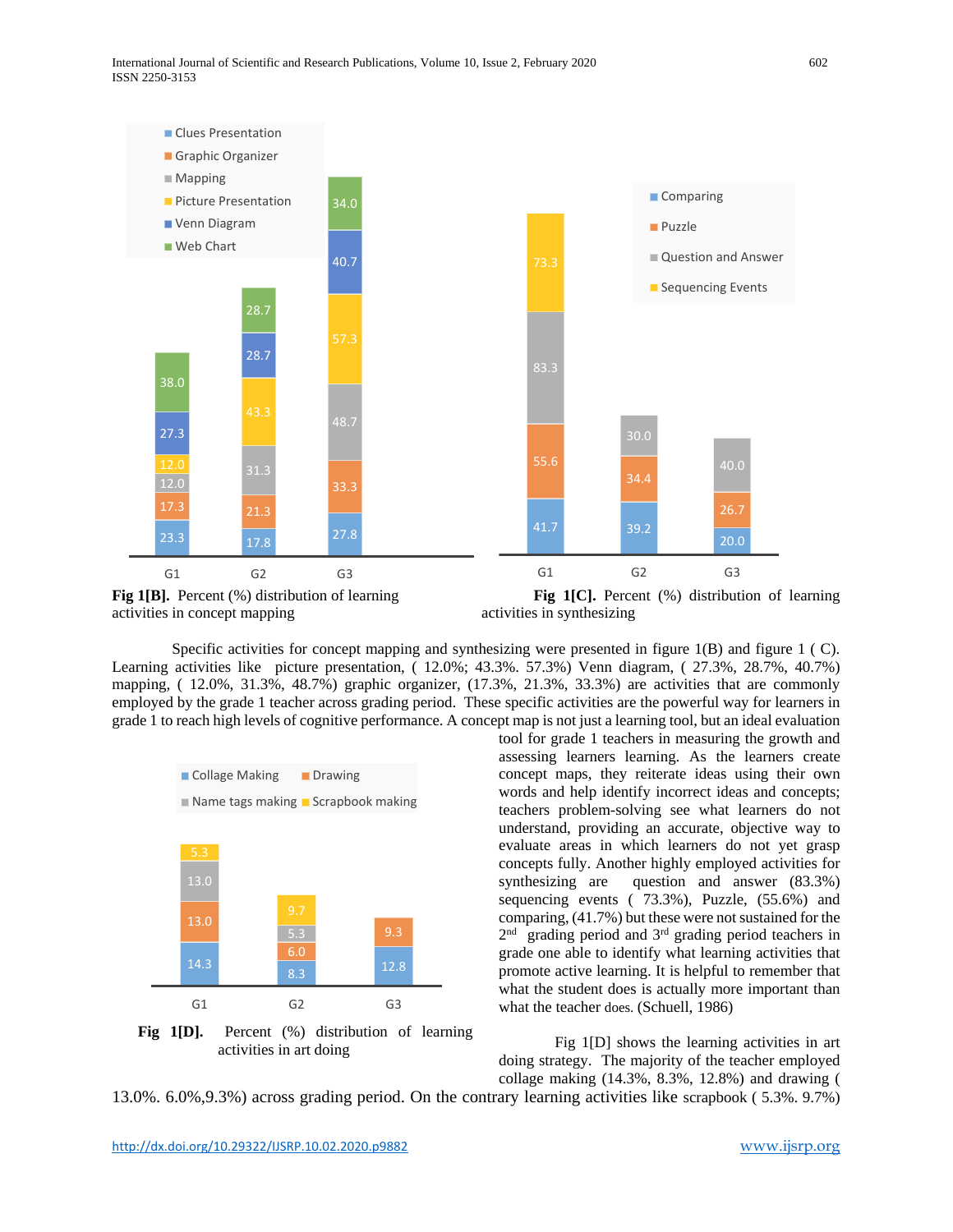Fig 1[B]. Percent (%) distribution of learning activities in concept mapping

Fig 1[C]. Percent (%) distribution of learning activities in synthesizing

Specific activities for concept mapping and synthesizing were presented in figure 1(B) and figure 1 ( C). Learning activities like picture presentation, ( 12.0%; 43.3%. 57.3%) Venn diagram, ( 27.3%, 28.7%, 40.7%) mapping, ( 12.0%, 31.3%, 48.7%) graphic organizer, (17.3%, 21.3%, 33.3%) are activities that are commonly employed by the grade 1 teacher across grading period. These specific activities are the powerful way for learners in grade 1 to reach high levels of cognitive performance. A concept map is not just a learning tool, but an ideal evaluation tool for grade 1 teachers in measuring the growth and assessing learners learning. As the learners create concept maps, they reiterate ideas using their own words and help identify incorrect ideas and concepts; teachers problem-solving see what learners do not understand, providing an accurate, objective way to evaluate areas in which learners do not yet grasp concepts fully. Another highly employed activities for synthesizing are question and answer (83.3%) sequencing events ( 73.3%), Puzzle, (55.6%) and comparing, (41.7%) but these were not sustained for the 2nd grading period and 3rd grading period teachers in grade one able to identify what learning activities that promote active learning. It is helpful to remember that what the student does is actually more important than what the teacher does. (Schuell, 1986)

Fig 1[D]. Percent (%) distribution of learning activities in art doing

Fig 1[D] shows the learning activities in art doing strategy. The majority of the teacher employed collage making (14.3%, 8.3%, 12.8%) and drawing ( 13.0%. 6.0%,9.3%) across grading period. On the contrary learning activities like scrapbook ( 5.3%. 9.7%)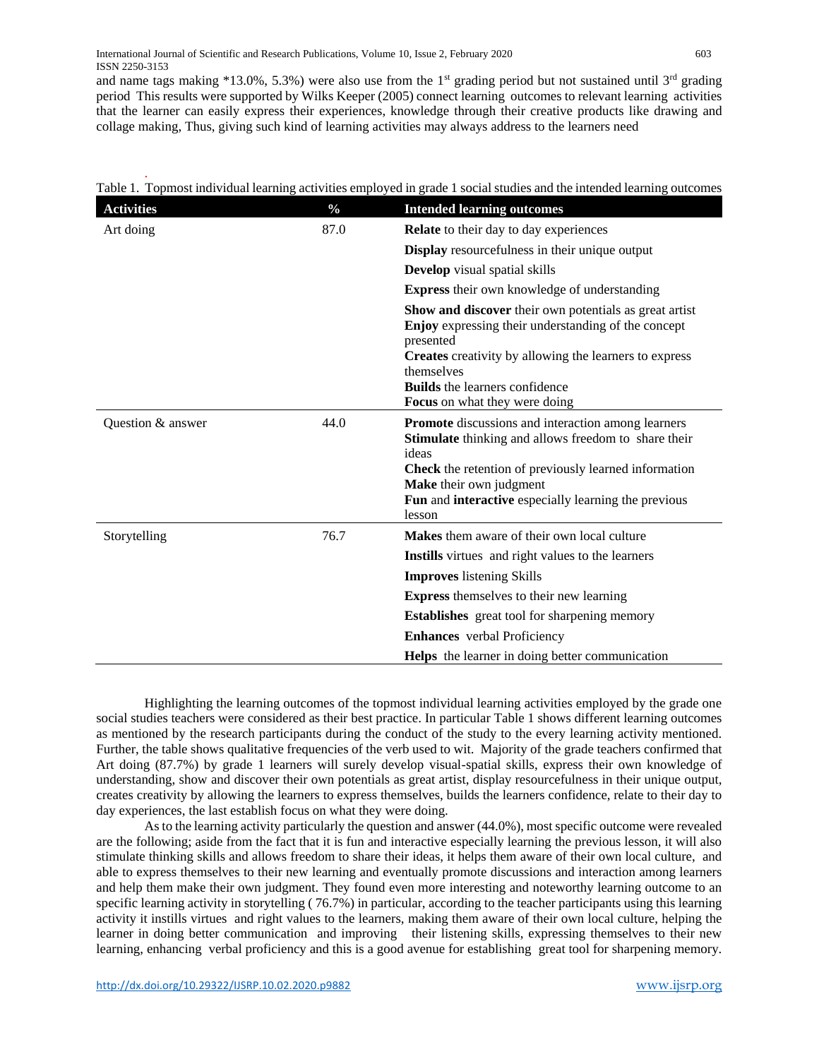and name tags making *13.0%, 5.3%) were also use from the 1st grading period but not sustained until 3rd grading period This results were supported by Wilks Keeper (2005) connect learning outcomes to relevant learning activities that the learner can easily express their experiences, knowledge through their creative products like drawing and collage making, Thus, giving such kind of learning activities may always address to the learners need

Table 1. Topmost individual learning activities employed in grade 1 social studies and the intended learning outcomes

| Activities | % | Intended learning outcomes |
|---|---|---|
| Art doing | 87.0 | **Relate** to their day to day experiences |
| | | **Display** resourcefulness in their unique output |
| | | **Develop** visual spatial skills |
| | | **Express** their own knowledge of understanding |
| | | **Show and discover** their own potentials as great artist<br>**Enjoy** expressing their understanding of the concept presented<br>**Creates** creativity by allowing the learners to express themselves<br>**Builds** the learners confidence<br>**Focus** on what they were doing |
| Question & answer | 44.0 | **Promote** discussions and interaction among learners<br>**Stimulate** thinking and allows freedom to share their ideas<br>**Check** the retention of previously learned information<br>**Make** their own judgment<br>**Fun** and **interactive** especially learning the previous lesson |
| Storytelling | 76.7 | **Makes** them aware of their own local culture |
| | | **Instills** virtues and right values to the learners |
| | | **Improves** listening Skills |
| | | **Express** themselves to their new learning |
| | | **Establishes** great tool for sharpening memory |
| | | **Enhances** verbal Proficiency |
| | | **Helps** the learner in doing better communication |

Highlighting the learning outcomes of the topmost individual learning activities employed by the grade one social studies teachers were considered as their best practice. In particular Table 1 shows different learning outcomes as mentioned by the research participants during the conduct of the study to the every learning activity mentioned. Further, the table shows qualitative frequencies of the verb used to wit. Majority of the grade teachers confirmed that Art doing (87.7%) by grade 1 learners will surely develop visual-spatial skills, express their own knowledge of understanding, show and discover their own potentials as great artist, display resourcefulness in their unique output, creates creativity by allowing the learners to express themselves, builds the learners confidence, relate to their day to day experiences, the last establish focus on what they were doing.

As to the learning activity particularly the question and answer (44.0%), most specific outcome were revealed are the following; aside from the fact that it is fun and interactive especially learning the previous lesson, it will also stimulate thinking skills and allows freedom to share their ideas, it helps them aware of their own local culture, and able to express themselves to their new learning and eventually promote discussions and interaction among learners and help them make their own judgment. They found even more interesting and noteworthy learning outcome to an specific learning activity in storytelling ( 76.7%) in particular, according to the teacher participants using this learning activity it instills virtues and right values to the learners, making them aware of their own local culture, helping the learner in doing better communication and improving their listening skills, expressing themselves to their new learning, enhancing verbal proficiency and this is a good avenue for establishing great tool for sharpening memory.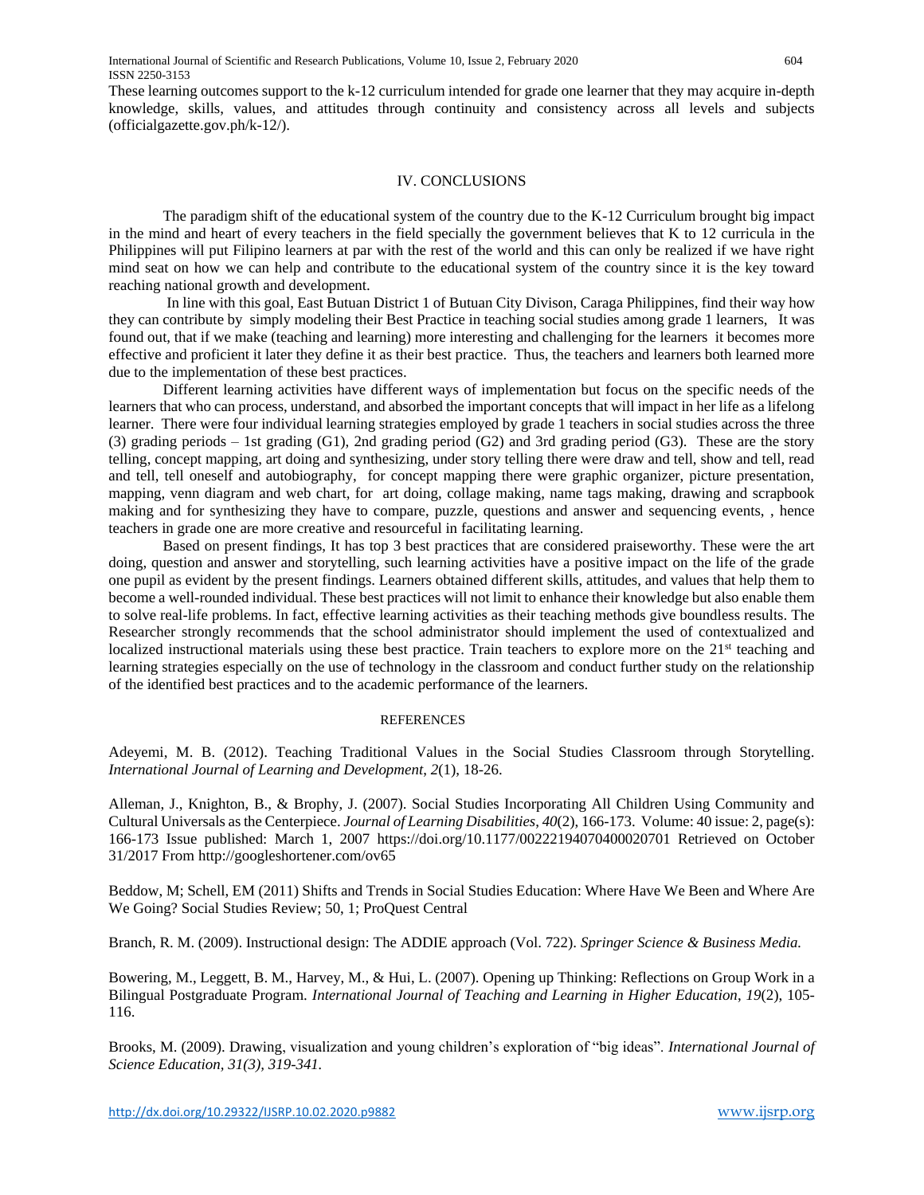These learning outcomes support to the k-12 curriculum intended for grade one learner that they may acquire in-depth knowledge, skills, values, and attitudes through continuity and consistency across all levels and subjects (officialgazette.gov.ph/k-12/).

## IV. CONCLUSIONS

The paradigm shift of the educational system of the country due to the K-12 Curriculum brought big impact in the mind and heart of every teachers in the field specially the government believes that K to 12 curricula in the Philippines will put Filipino learners at par with the rest of the world and this can only be realized if we have right mind seat on how we can help and contribute to the educational system of the country since it is the key toward reaching national growth and development.

In line with this goal, East Butuan District 1 of Butuan City Divison, Caraga Philippines, find their way how they can contribute by simply modeling their Best Practice in teaching social studies among grade 1 learners, It was found out, that if we make (teaching and learning) more interesting and challenging for the learners it becomes more effective and proficient it later they define it as their best practice. Thus, the teachers and learners both learned more due to the implementation of these best practices.

Different learning activities have different ways of implementation but focus on the specific needs of the learners that who can process, understand, and absorbed the important concepts that will impact in her life as a lifelong learner. There were four individual learning strategies employed by grade 1 teachers in social studies across the three (3) grading periods – 1st grading (G1), 2nd grading period (G2) and 3rd grading period (G3). These are the story telling, concept mapping, art doing and synthesizing, under story telling there were draw and tell, show and tell, read and tell, tell oneself and autobiography, for concept mapping there were graphic organizer, picture presentation, mapping, venn diagram and web chart, for art doing, collage making, name tags making, drawing and scrapbook making and for synthesizing they have to compare, puzzle, questions and answer and sequencing events, , hence teachers in grade one are more creative and resourceful in facilitating learning.

Based on present findings, It has top 3 best practices that are considered praiseworthy. These were the art doing, question and answer and storytelling, such learning activities have a positive impact on the life of the grade one pupil as evident by the present findings. Learners obtained different skills, attitudes, and values that help them to become a well-rounded individual. These best practices will not limit to enhance their knowledge but also enable them to solve real-life problems. In fact, effective learning activities as their teaching methods give boundless results. The Researcher strongly recommends that the school administrator should implement the used of contextualized and localized instructional materials using these best practice. Train teachers to explore more on the 21st teaching and learning strategies especially on the use of technology in the classroom and conduct further study on the relationship of the identified best practices and to the academic performance of the learners.

## REFERENCES

Adeyemi, M. B. (2012). Teaching Traditional Values in the Social Studies Classroom through Storytelling. *International Journal of Learning and Development, 2*(1), 18-26.

Alleman, J., Knighton, B., & Brophy, J. (2007). Social Studies Incorporating All Children Using Community and Cultural Universals as the Centerpiece. *Journal of Learning Disabilities*, *40*(2), 166-173. Volume: 40 issue: 2, page(s): 166-173 Issue published: March 1, 2007 https://doi.org/10.1177/00222194070400020701 Retrieved on October 31/2017 From http://googleshortener.com/ov65

Beddow, M; Schell, EM (2011) Shifts and Trends in Social Studies Education: Where Have We Been and Where Are We Going? Social Studies Review; 50, 1; ProQuest Central

Branch, R. M. (2009). Instructional design: The ADDIE approach (Vol. 722). *Springer Science & Business Media.*

Bowering, M., Leggett, B. M., Harvey, M., & Hui, L. (2007). Opening up Thinking: Reflections on Group Work in a Bilingual Postgraduate Program. *International Journal of Teaching and Learning in Higher Education*, *19*(2), 105-116.

Brooks, M. (2009). Drawing, visualization and young children's exploration of "big ideas". *International Journal of Science Education, 31(3), 319-341.*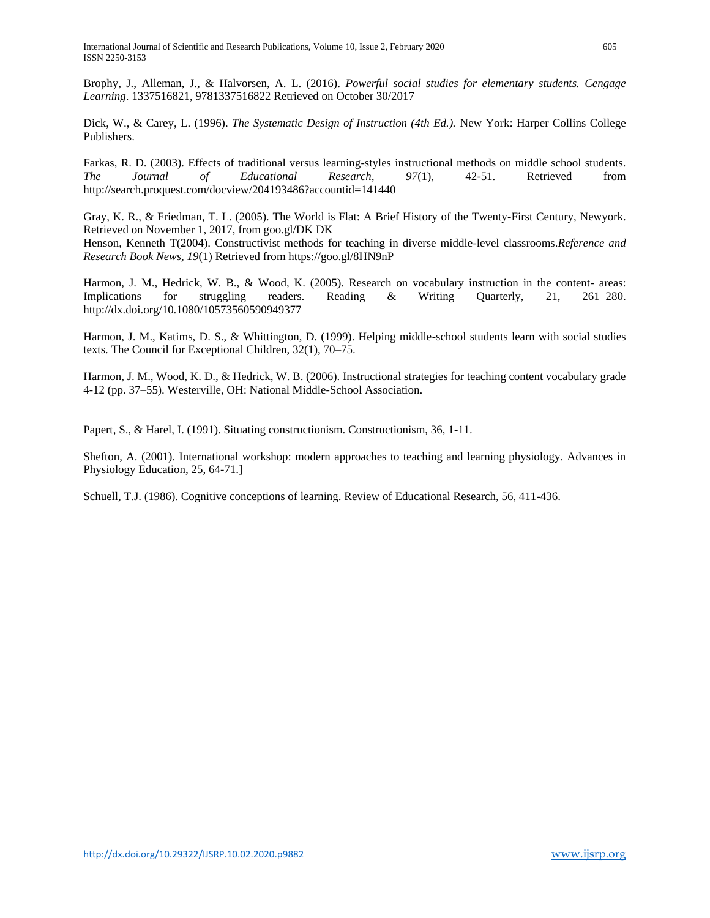Brophy, J., Alleman, J., & Halvorsen, A. L. (2016). *Powerful social studies for elementary students. Cengage Learning*. 1337516821, 9781337516822 Retrieved on October 30/2017

Dick, W., & Carey, L. (1996). *The Systematic Design of Instruction (4th Ed.).* New York: Harper Collins College Publishers.

Farkas, R. D. (2003). Effects of traditional versus learning-styles instructional methods on middle school students. *The Journal of Educational Research, 97*(1), 42-51. Retrieved from http://search.proquest.com/docview/204193486?accountid=141440

Gray, K. R., & Friedman, T. L. (2005). The World is Flat: A Brief History of the Twenty-First Century, Newyork. Retrieved on November 1, 2017, from goo.gl/DK DK
Henson, Kenneth T(2004). Constructivist methods for teaching in diverse middle-level classrooms.*Reference and Research Book News, 19*(1) Retrieved from https://goo.gl/8HN9nP

Harmon, J. M., Hedrick, W. B., & Wood, K. (2005). Research on vocabulary instruction in the content- areas: Implications for struggling readers. Reading & Writing Quarterly, 21, 261–280. http://dx.doi.org/10.1080/10573560590949377

Harmon, J. M., Katims, D. S., & Whittington, D. (1999). Helping middle-school students learn with social studies texts. The Council for Exceptional Children, 32(1), 70–75.

Harmon, J. M., Wood, K. D., & Hedrick, W. B. (2006). Instructional strategies for teaching content vocabulary grade 4-12 (pp. 37–55). Westerville, OH: National Middle-School Association.

Papert, S., & Harel, I. (1991). Situating constructionism. Constructionism, 36, 1-11.

Shefton, A. (2001). International workshop: modern approaches to teaching and learning physiology. Advances in Physiology Education, 25, 64-71.]

Schuell, T.J. (1986). Cognitive conceptions of learning. Review of Educational Research, 56, 411-436.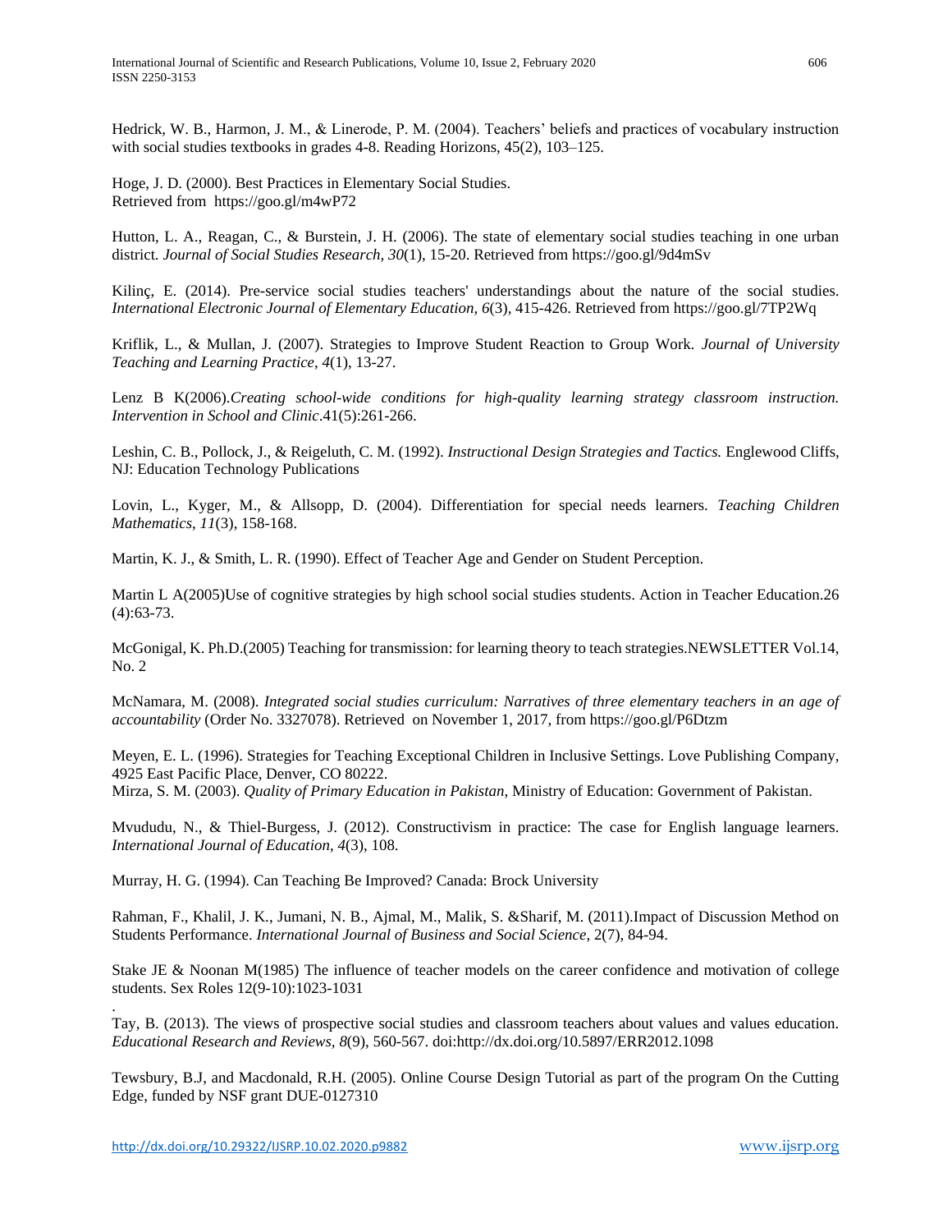Hedrick, W. B., Harmon, J. M., & Linerode, P. M. (2004). Teachers' beliefs and practices of vocabulary instruction with social studies textbooks in grades 4-8. Reading Horizons, 45(2), 103–125.

Hoge, J. D. (2000). Best Practices in Elementary Social Studies.
Retrieved from https://goo.gl/m4wP72

Hutton, L. A., Reagan, C., & Burstein, J. H. (2006). The state of elementary social studies teaching in one urban district. *Journal of Social Studies Research, 30*(1), 15-20. Retrieved from https://goo.gl/9d4mSv

Kilinç, E. (2014). Pre-service social studies teachers' understandings about the nature of the social studies. *International Electronic Journal of Elementary Education, 6*(3), 415-426. Retrieved from https://goo.gl/7TP2Wq

Kriflik, L., & Mullan, J. (2007). Strategies to Improve Student Reaction to Group Work. *Journal of University Teaching and Learning Practice*, *4*(1), 13-27.

Lenz B K(2006).*Creating school-wide conditions for high-quality learning strategy classroom instruction. Intervention in School and Clinic*.41(5):261-266.

Leshin, C. B., Pollock, J., & Reigeluth, C. M. (1992). *Instructional Design Strategies and Tactics.* Englewood Cliffs, NJ: Education Technology Publications

Lovin, L., Kyger, M., & Allsopp, D. (2004). Differentiation for special needs learners. *Teaching Children Mathematics*, *11*(3), 158-168.

Martin, K. J., & Smith, L. R. (1990). Effect of Teacher Age and Gender on Student Perception.

Martin L A(2005)Use of cognitive strategies by high school social studies students. Action in Teacher Education.26 (4):63-73.

McGonigal, K. Ph.D.(2005) Teaching for transmission: for learning theory to teach strategies.NEWSLETTER Vol.14, No. 2

McNamara, M. (2008). *Integrated social studies curriculum: Narratives of three elementary teachers in an age of accountability* (Order No. 3327078). Retrieved on November 1, 2017, from https://goo.gl/P6Dtzm

Meyen, E. L. (1996). Strategies for Teaching Exceptional Children in Inclusive Settings. Love Publishing Company, 4925 East Pacific Place, Denver, CO 80222.
Mirza, S. M. (2003). *Quality of Primary Education in Pakistan*, Ministry of Education: Government of Pakistan.

Mvududu, N., & Thiel-Burgess, J. (2012). Constructivism in practice: The case for English language learners. *International Journal of Education*, *4*(3), 108.

Murray, H. G. (1994). Can Teaching Be Improved? Canada: Brock University

Rahman, F., Khalil, J. K., Jumani, N. B., Ajmal, M., Malik, S. &Sharif, M. (2011).Impact of Discussion Method on Students Performance. *International Journal of Business and Social Science*, 2(7), 84-94.

Stake JE & Noonan M(1985) The influence of teacher models on the career confidence and motivation of college students. Sex Roles 12(9-10):1023-1031

Tay, B. (2013). The views of prospective social studies and classroom teachers about values and values education. *Educational Research and Reviews, 8*(9), 560-567. doi:http://dx.doi.org/10.5897/ERR2012.1098

Tewsbury, B.J, and Macdonald, R.H. (2005). Online Course Design Tutorial as part of the program On the Cutting Edge, funded by NSF grant DUE-0127310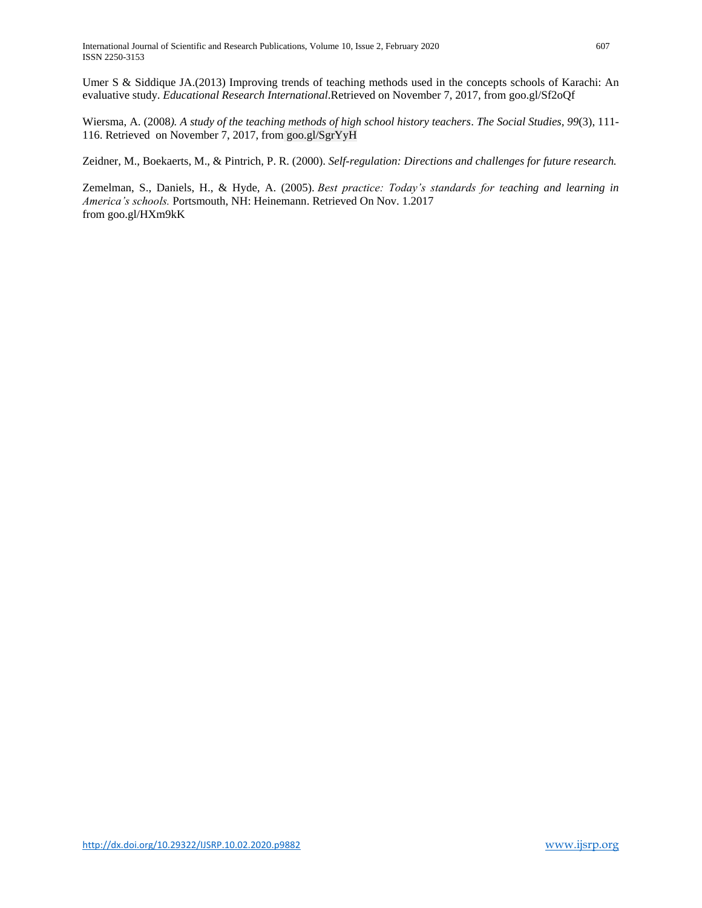Umer S & Siddique JA.(2013) Improving trends of teaching methods used in the concepts schools of Karachi: An evaluative study. *Educational Research International*.Retrieved on November 7, 2017, from goo.gl/Sf2oQf

Wiersma, A. (2008*). A study of the teaching methods of high school history teachers*. *The Social Studies*, *99*(3), 111-116. Retrieved on November 7, 2017, from goo.gl/SgrYyH

Zeidner, M., Boekaerts, M., & Pintrich, P. R. (2000). *Self-regulation: Directions and challenges for future research.*

Zemelman, S., Daniels, H., & Hyde, A. (2005). *Best practice: Today's standards for teaching and learning in America's schools.* Portsmouth, NH: Heinemann. Retrieved On Nov. 1.2017 from goo.gl/HXm9kK